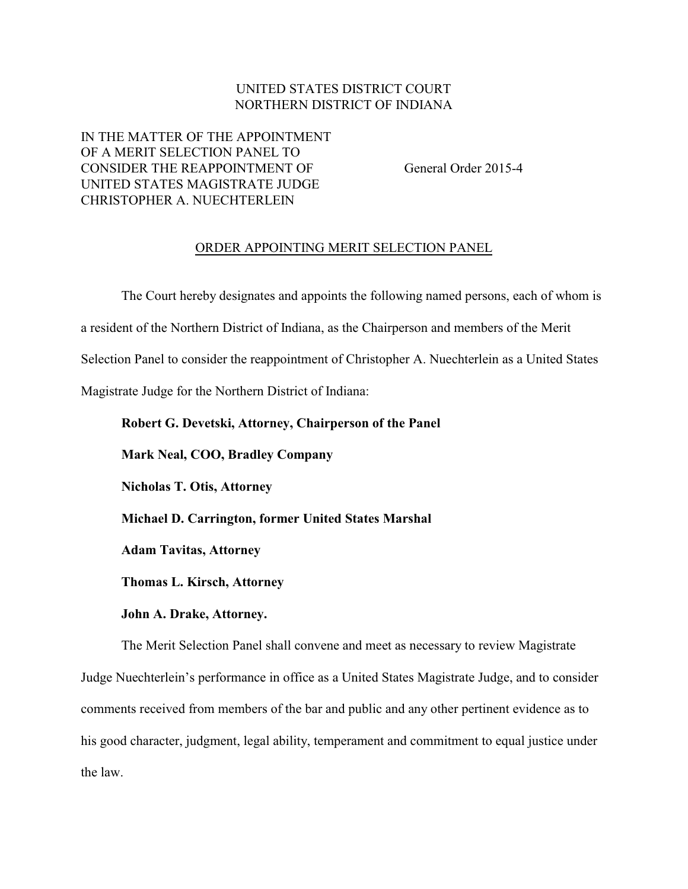UNITED STATES DISTRICT COURT
NORTHERN DISTRICT OF INDIANA

IN THE MATTER OF THE APPOINTMENT
OF A MERIT SELECTION PANEL TO
CONSIDER THE REAPPOINTMENT OF
UNITED STATES MAGISTRATE JUDGE
CHRISTOPHER A. NUECHTERLEIN

General Order 2015-4

ORDER APPOINTING MERIT SELECTION PANEL

The Court hereby designates and appoints the following named persons, each of whom is a resident of the Northern District of Indiana, as the Chairperson and members of the Merit Selection Panel to consider the reappointment of Christopher A. Nuechterlein as a United States Magistrate Judge for the Northern District of Indiana:

**Robert G. Devetski, Attorney, Chairperson of the Panel**

**Mark Neal, COO, Bradley Company**

**Nicholas T. Otis, Attorney**

**Michael D. Carrington, former United States Marshal**

**Adam Tavitas, Attorney**

**Thomas L. Kirsch, Attorney**

**John A. Drake, Attorney.**

The Merit Selection Panel shall convene and meet as necessary to review Magistrate Judge Nuechterlein's performance in office as a United States Magistrate Judge, and to consider comments received from members of the bar and public and any other pertinent evidence as to his good character, judgment, legal ability, temperament and commitment to equal justice under the law.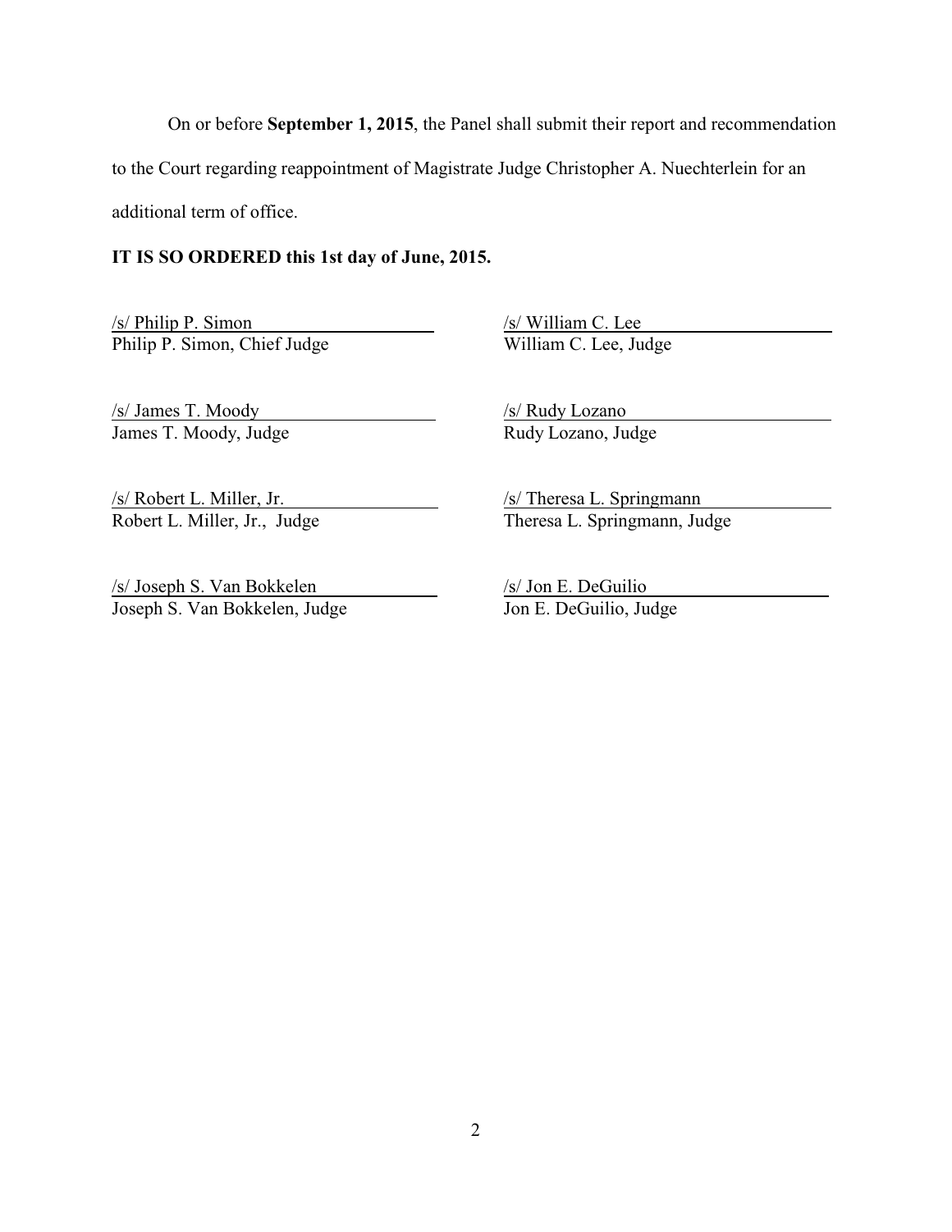On or before **September 1, 2015**, the Panel shall submit their report and recommendation to the Court regarding reappointment of Magistrate Judge Christopher A. Nuechterlein for an additional term of office.

**IT IS SO ORDERED this 1st day of June, 2015.**

/s/ Philip P. Simon
Philip P. Simon, Chief Judge

/s/ William C. Lee
William C. Lee, Judge

/s/ James T. Moody
James T. Moody, Judge

/s/ Rudy Lozano
Rudy Lozano, Judge

/s/ Robert L. Miller, Jr.
Robert L. Miller, Jr., Judge

/s/ Theresa L. Springmann
Theresa L. Springmann, Judge

/s/ Joseph S. Van Bokkelen
Joseph S. Van Bokkelen, Judge

/s/ Jon E. DeGuilio
Jon E. DeGuilio, Judge